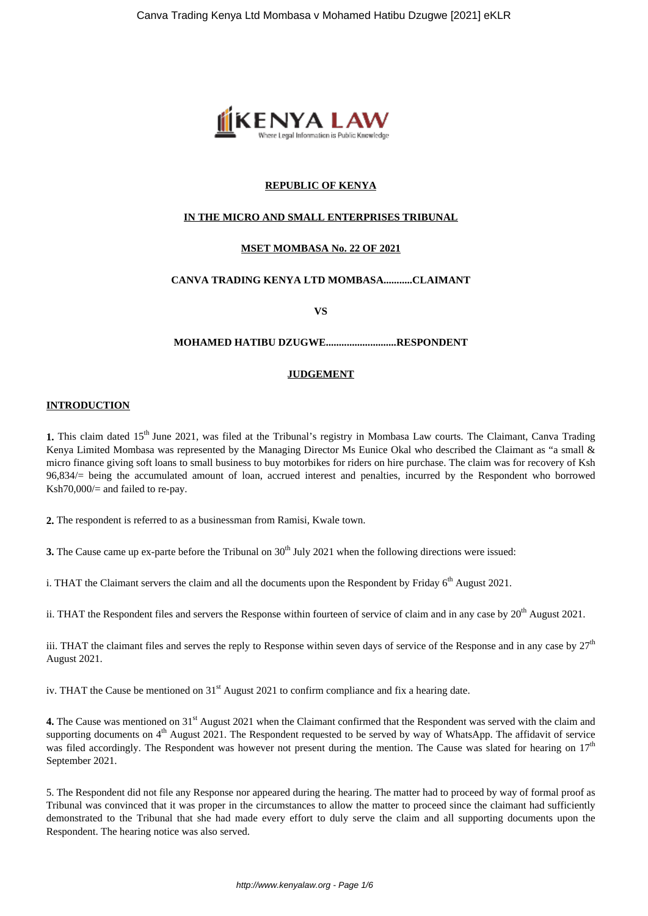**REPUBLIC OF KENYA**

**IN THE MICRO AND SMALL ENTERPRISES TRIBUNAL**

**MSET MOMBASA No. 22 OF 2021**

**CANVA TRADING KENYA LTD MOMBASA...........CLAIMANT**

**VS**

**MOHAMED HATIBU DZUGWE...........................RESPONDENT**

**JUDGEMENT**

**INTRODUCTION**

**1.** This claim dated 15th June 2021, was filed at the Tribunal's registry in Mombasa Law courts. The Claimant, Canva Trading Kenya Limited Mombasa was represented by the Managing Director Ms Eunice Okal who described the Claimant as "a small & micro finance giving soft loans to small business to buy motorbikes for riders on hire purchase. The claim was for recovery of Ksh 96,834/= being the accumulated amount of loan, accrued interest and penalties, incurred by the Respondent who borrowed Ksh70,000/= and failed to re-pay.

**2.** The respondent is referred to as a businessman from Ramisi, Kwale town.

**3.** The Cause came up ex-parte before the Tribunal on 30th July 2021 when the following directions were issued:

i. THAT the Claimant servers the claim and all the documents upon the Respondent by Friday 6th August 2021.

ii. THAT the Respondent files and servers the Response within fourteen of service of claim and in any case by 20th August 2021.

iii. THAT the claimant files and serves the reply to Response within seven days of service of the Response and in any case by 27th August 2021.

iv. THAT the Cause be mentioned on 31st August 2021 to confirm compliance and fix a hearing date.

**4.** The Cause was mentioned on 31st August 2021 when the Claimant confirmed that the Respondent was served with the claim and supporting documents on 4th August 2021. The Respondent requested to be served by way of WhatsApp. The affidavit of service was filed accordingly. The Respondent was however not present during the mention. The Cause was slated for hearing on 17th September 2021.

5. The Respondent did not file any Response nor appeared during the hearing. The matter had to proceed by way of formal proof as Tribunal was convinced that it was proper in the circumstances to allow the matter to proceed since the claimant had sufficiently demonstrated to the Tribunal that she had made every effort to duly serve the claim and all supporting documents upon the Respondent. The hearing notice was also served.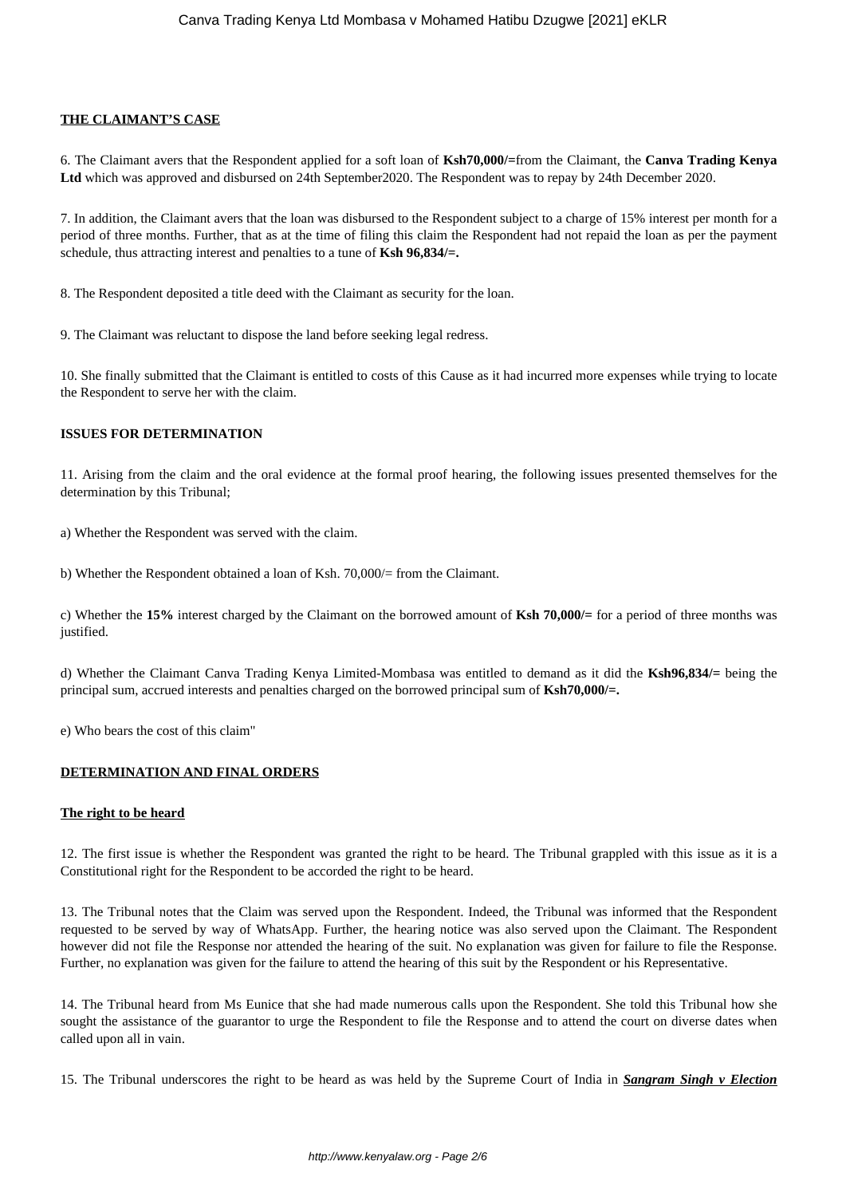**THE CLAIMANT'S CASE**

6. The Claimant avers that the Respondent applied for a soft loan of **Ksh70,000/=**from the Claimant, the **Canva Trading Kenya Ltd** which was approved and disbursed on 24th September2020. The Respondent was to repay by 24th December 2020.

7. In addition, the Claimant avers that the loan was disbursed to the Respondent subject to a charge of 15% interest per month for a period of three months. Further, that as at the time of filing this claim the Respondent had not repaid the loan as per the payment schedule, thus attracting interest and penalties to a tune of **Ksh 96,834/=.**

8. The Respondent deposited a title deed with the Claimant as security for the loan.

9. The Claimant was reluctant to dispose the land before seeking legal redress.

10. She finally submitted that the Claimant is entitled to costs of this Cause as it had incurred more expenses while trying to locate the Respondent to serve her with the claim.

**ISSUES FOR DETERMINATION**

11. Arising from the claim and the oral evidence at the formal proof hearing, the following issues presented themselves for the determination by this Tribunal;

a) Whether the Respondent was served with the claim.

b) Whether the Respondent obtained a loan of Ksh. 70,000/= from the Claimant.

c) Whether the **15%** interest charged by the Claimant on the borrowed amount of **Ksh 70,000/=** for a period of three months was justified.

d) Whether the Claimant Canva Trading Kenya Limited-Mombasa was entitled to demand as it did the **Ksh96,834/=** being the principal sum, accrued interests and penalties charged on the borrowed principal sum of **Ksh70,000/=.**

e) Who bears the cost of this claim"

**DETERMINATION AND FINAL ORDERS**

**The right to be heard**

12. The first issue is whether the Respondent was granted the right to be heard. The Tribunal grappled with this issue as it is a Constitutional right for the Respondent to be accorded the right to be heard.

13. The Tribunal notes that the Claim was served upon the Respondent. Indeed, the Tribunal was informed that the Respondent requested to be served by way of WhatsApp. Further, the hearing notice was also served upon the Claimant. The Respondent however did not file the Response nor attended the hearing of the suit. No explanation was given for failure to file the Response. Further, no explanation was given for the failure to attend the hearing of this suit by the Respondent or his Representative.

14. The Tribunal heard from Ms Eunice that she had made numerous calls upon the Respondent. She told this Tribunal how she sought the assistance of the guarantor to urge the Respondent to file the Response and to attend the court on diverse dates when called upon all in vain.

15. The Tribunal underscores the right to be heard as was held by the Supreme Court of India in ***Sangram Singh v Election***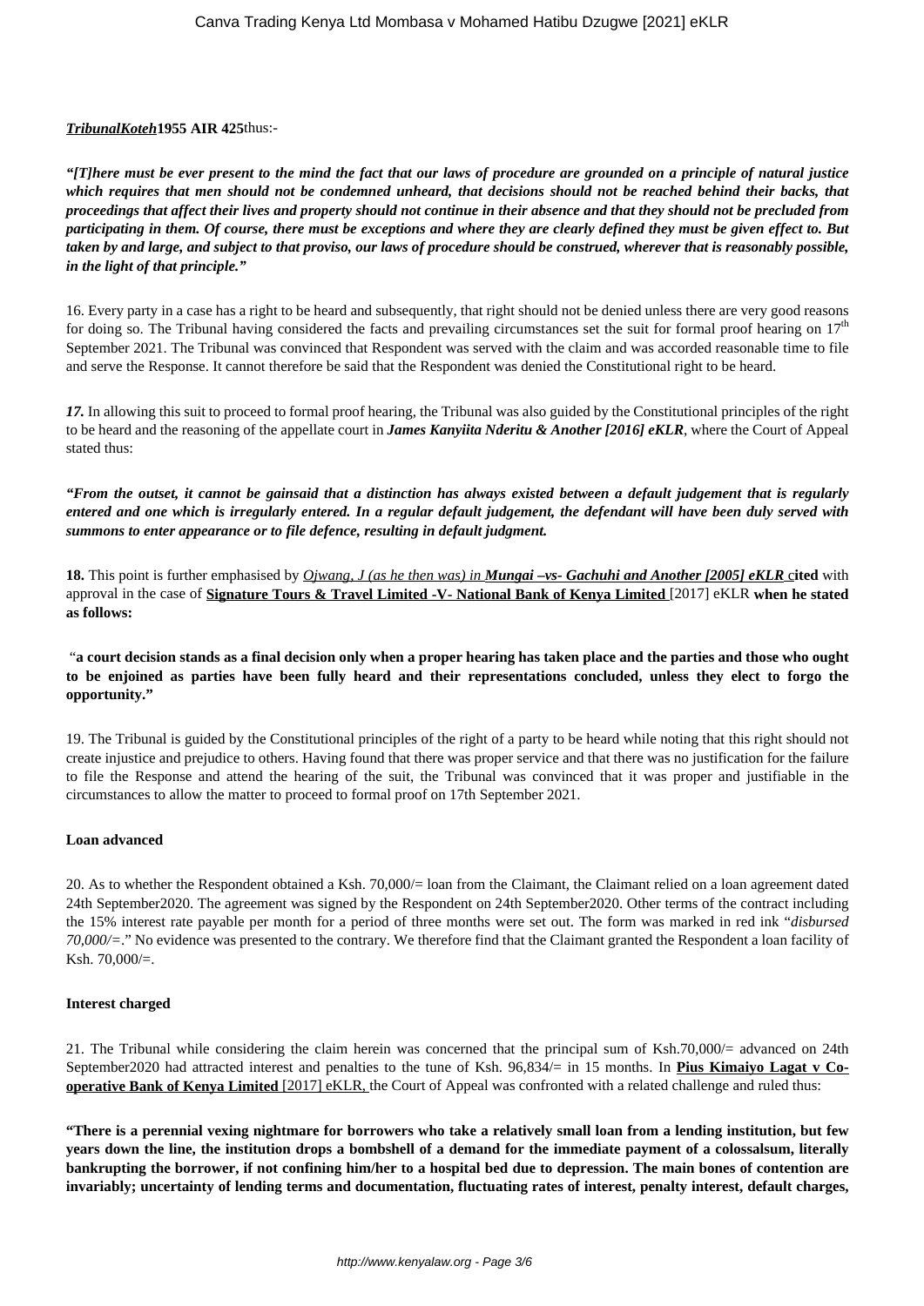***TribunalKoteh*** **1955 AIR 425** thus:-

***"[T]here must be ever present to the mind the fact that our laws of procedure are grounded on a principle of natural justice which requires that men should not be condemned unheard, that decisions should not be reached behind their backs, that proceedings that affect their lives and property should not continue in their absence and that they should not be precluded from participating in them. Of course, there must be exceptions and where they are clearly defined they must be given effect to. But taken by and large, and subject to that proviso, our laws of procedure should be construed, wherever that is reasonably possible, in the light of that principle."***

16. Every party in a case has a right to be heard and subsequently, that right should not be denied unless there are very good reasons for doing so. The Tribunal having considered the facts and prevailing circumstances set the suit for formal proof hearing on 17th September 2021. The Tribunal was convinced that Respondent was served with the claim and was accorded reasonable time to file and serve the Response. It cannot therefore be said that the Respondent was denied the Constitutional right to be heard.

***17.*** In allowing this suit to proceed to formal proof hearing, the Tribunal was also guided by the Constitutional principles of the right to be heard and the reasoning of the appellate court in ***James Kanyiita Nderitu & Another [2016] eKLR***, where the Court of Appeal stated thus:

***"From the outset, it cannot be gainsaid that a distinction has always existed between a default judgement that is regularly entered and one which is irregularly entered. In a regular default judgement, the defendant will have been duly served with summons to enter appearance or to file defence, resulting in default judgment.***

**18.** This point is further emphasised by *Ojwang, J (as he then was) in* ***Mungai –vs- Gachuhi and Another [2005] eKLR*** **cited** with approval in the case of **Signature Tours & Travel Limited -V- National Bank of Kenya Limited** [2017] eKLR **when he stated as follows:**

**"a court decision stands as a final decision only when a proper hearing has taken place and the parties and those who ought to be enjoined as parties have been fully heard and their representations concluded, unless they elect to forgo the opportunity."**

19. The Tribunal is guided by the Constitutional principles of the right of a party to be heard while noting that this right should not create injustice and prejudice to others. Having found that there was proper service and that there was no justification for the failure to file the Response and attend the hearing of the suit, the Tribunal was convinced that it was proper and justifiable in the circumstances to allow the matter to proceed to formal proof on 17th September 2021.

**Loan advanced**

20. As to whether the Respondent obtained a Ksh. 70,000/= loan from the Claimant, the Claimant relied on a loan agreement dated 24th September2020. The agreement was signed by the Respondent on 24th September2020. Other terms of the contract including the 15% interest rate payable per month for a period of three months were set out. The form was marked in red ink "*disbursed 70,000/=*." No evidence was presented to the contrary. We therefore find that the Claimant granted the Respondent a loan facility of Ksh. 70,000/=.

**Interest charged**

21. The Tribunal while considering the claim herein was concerned that the principal sum of Ksh.70,000/= advanced on 24th September2020 had attracted interest and penalties to the tune of Ksh. 96,834/= in 15 months. In **Pius Kimaiyo Lagat v Co-operative Bank of Kenya Limited** [2017] eKLR, the Court of Appeal was confronted with a related challenge and ruled thus:

**"There is a perennial vexing nightmare for borrowers who take a relatively small loan from a lending institution, but few years down the line, the institution drops a bombshell of a demand for the immediate payment of a colossalsum, literally bankrupting the borrower, if not confining him/her to a hospital bed due to depression. The main bones of contention are invariably; uncertainty of lending terms and documentation, fluctuating rates of interest, penalty interest, default charges,**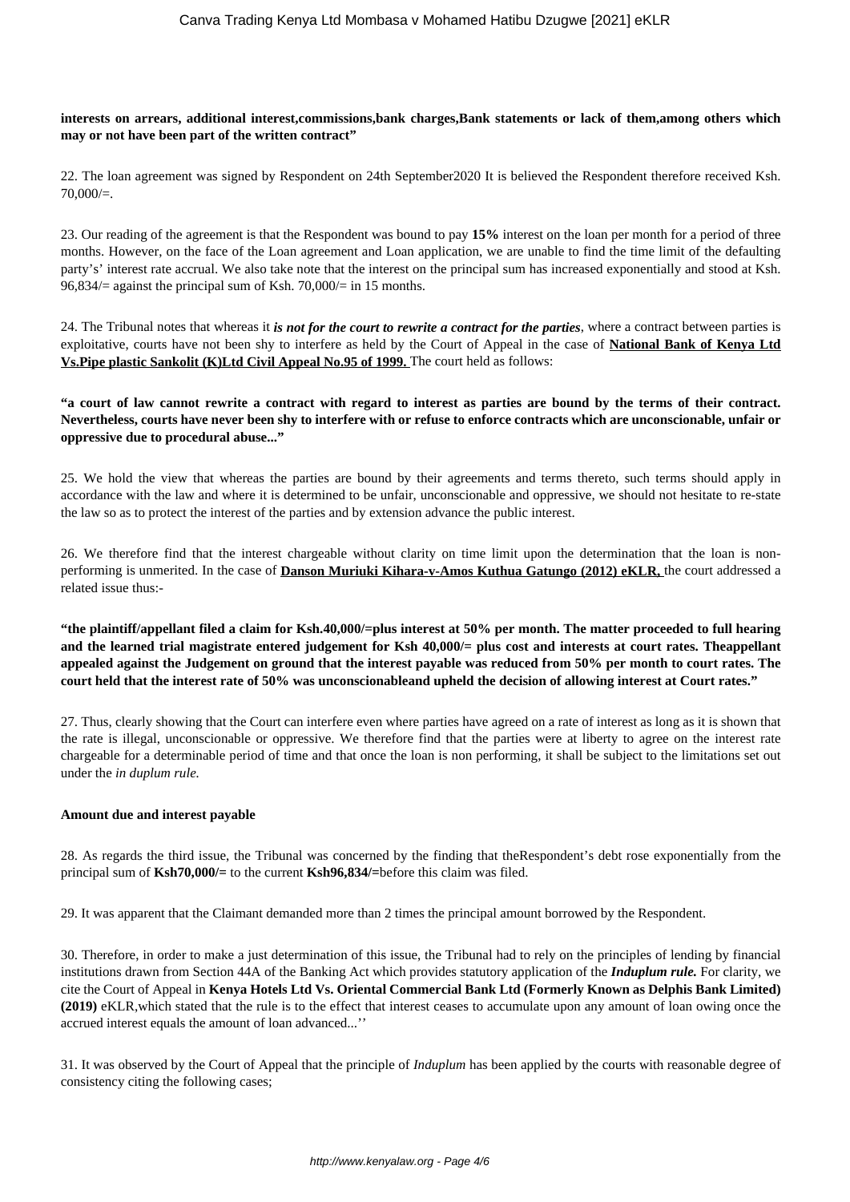**interests on arrears, additional interest,commissions,bank charges,Bank statements or lack of them,among others which may or not have been part of the written contract"**

22. The loan agreement was signed by Respondent on 24th September2020 It is believed the Respondent therefore received Ksh. 70,000/=.

23. Our reading of the agreement is that the Respondent was bound to pay **15%** interest on the loan per month for a period of three months. However, on the face of the Loan agreement and Loan application, we are unable to find the time limit of the defaulting party's' interest rate accrual. We also take note that the interest on the principal sum has increased exponentially and stood at Ksh. 96,834/= against the principal sum of Ksh. 70,000/= in 15 months.

24. The Tribunal notes that whereas it ***is not for the court to rewrite a contract for the parties***, where a contract between parties is exploitative, courts have not been shy to interfere as held by the Court of Appeal in the case of **National Bank of Kenya Ltd Vs.Pipe plastic Sankolit (K)Ltd Civil Appeal No.95 of 1999.** The court held as follows:

**"a court of law cannot rewrite a contract with regard to interest as parties are bound by the terms of their contract. Nevertheless, courts have never been shy to interfere with or refuse to enforce contracts which are unconscionable, unfair or oppressive due to procedural abuse..."**

25. We hold the view that whereas the parties are bound by their agreements and terms thereto, such terms should apply in accordance with the law and where it is determined to be unfair, unconscionable and oppressive, we should not hesitate to re-state the law so as to protect the interest of the parties and by extension advance the public interest.

26. We therefore find that the interest chargeable without clarity on time limit upon the determination that the loan is non-performing is unmerited. In the case of **Danson Muriuki Kihara-v-Amos Kuthua Gatungo (2012) eKLR,** the court addressed a related issue thus:-

**"the plaintiff/appellant filed a claim for Ksh.40,000/=plus interest at 50% per month. The matter proceeded to full hearing and the learned trial magistrate entered judgement for Ksh 40,000/= plus cost and interests at court rates. Theappellant appealed against the Judgement on ground that the interest payable was reduced from 50% per month to court rates. The court held that the interest rate of 50% was unconscionableand upheld the decision of allowing interest at Court rates."**

27. Thus, clearly showing that the Court can interfere even where parties have agreed on a rate of interest as long as it is shown that the rate is illegal, unconscionable or oppressive. We therefore find that the parties were at liberty to agree on the interest rate chargeable for a determinable period of time and that once the loan is non performing, it shall be subject to the limitations set out under the *in duplum rule.*

**Amount due and interest payable**

28. As regards the third issue, the Tribunal was concerned by the finding that theRespondent's debt rose exponentially from the principal sum of **Ksh70,000/=** to the current **Ksh96,834/=**before this claim was filed.

29. It was apparent that the Claimant demanded more than 2 times the principal amount borrowed by the Respondent.

30. Therefore, in order to make a just determination of this issue, the Tribunal had to rely on the principles of lending by financial institutions drawn from Section 44A of the Banking Act which provides statutory application of the ***Induplum rule.*** For clarity, we cite the Court of Appeal in **Kenya Hotels Ltd Vs. Oriental Commercial Bank Ltd (Formerly Known as Delphis Bank Limited) (2019)** eKLR,which stated that the rule is to the effect that interest ceases to accumulate upon any amount of loan owing once the accrued interest equals the amount of loan advanced...''

31. It was observed by the Court of Appeal that the principle of *Induplum* has been applied by the courts with reasonable degree of consistency citing the following cases;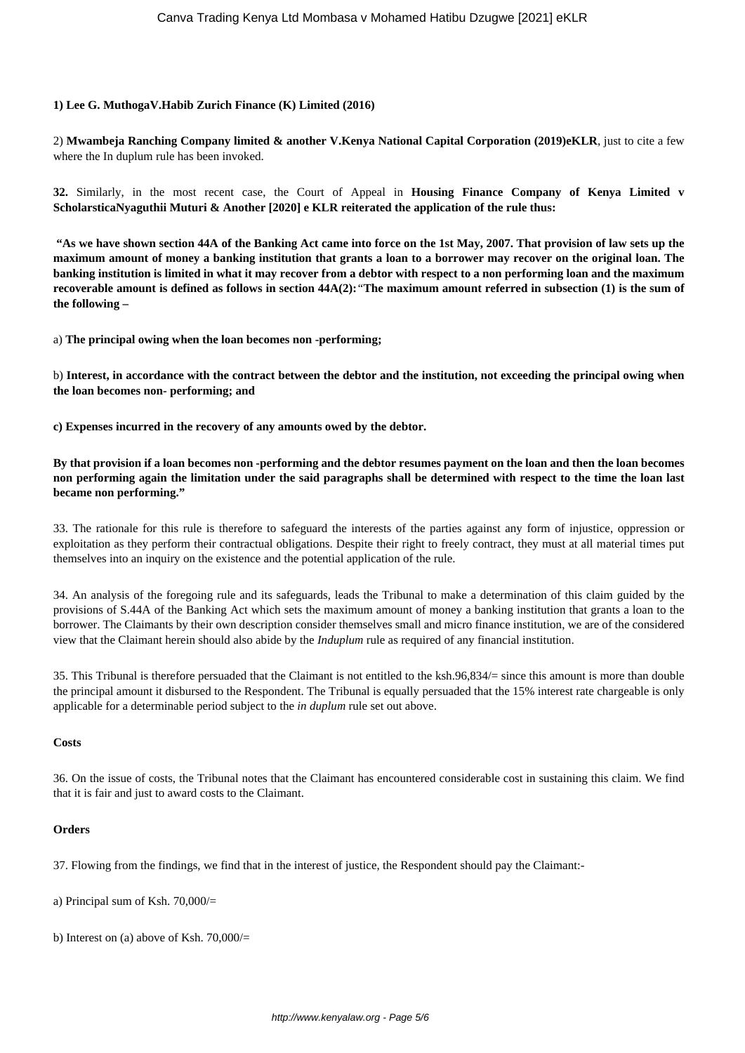**1) Lee G. MuthogaV.Habib Zurich Finance (K) Limited (2016)**

2) **Mwambeja Ranching Company limited & another V.Kenya National Capital Corporation (2019)eKLR**, just to cite a few where the In duplum rule has been invoked.

**32.** Similarly, in the most recent case, the Court of Appeal in **Housing Finance Company of Kenya Limited v ScholarsticaNyaguthii Muturi & Another [2020] e KLR reiterated the application of the rule thus:**

**"As we have shown section 44A of the Banking Act came into force on the 1st May, 2007. That provision of law sets up the maximum amount of money a banking institution that grants a loan to a borrower may recover on the original loan. The banking institution is limited in what it may recover from a debtor with respect to a non performing loan and the maximum recoverable amount is defined as follows in section 44A(2):** "**The maximum amount referred in subsection (1) is the sum of the following –**

a) **The principal owing when the loan becomes non -performing;**

b) **Interest, in accordance with the contract between the debtor and the institution, not exceeding the principal owing when the loan becomes non- performing; and**

**c) Expenses incurred in the recovery of any amounts owed by the debtor.**

**By that provision if a loan becomes non -performing and the debtor resumes payment on the loan and then the loan becomes non performing again the limitation under the said paragraphs shall be determined with respect to the time the loan last became non performing."**

33. The rationale for this rule is therefore to safeguard the interests of the parties against any form of injustice, oppression or exploitation as they perform their contractual obligations. Despite their right to freely contract, they must at all material times put themselves into an inquiry on the existence and the potential application of the rule.

34. An analysis of the foregoing rule and its safeguards, leads the Tribunal to make a determination of this claim guided by the provisions of S.44A of the Banking Act which sets the maximum amount of money a banking institution that grants a loan to the borrower. The Claimants by their own description consider themselves small and micro finance institution, we are of the considered view that the Claimant herein should also abide by the *Induplum* rule as required of any financial institution.

35. This Tribunal is therefore persuaded that the Claimant is not entitled to the ksh.96,834/= since this amount is more than double the principal amount it disbursed to the Respondent. The Tribunal is equally persuaded that the 15% interest rate chargeable is only applicable for a determinable period subject to the *in duplum* rule set out above.

**Costs**

36. On the issue of costs, the Tribunal notes that the Claimant has encountered considerable cost in sustaining this claim. We find that it is fair and just to award costs to the Claimant.

**Orders**

37. Flowing from the findings, we find that in the interest of justice, the Respondent should pay the Claimant:-

a) Principal sum of Ksh. 70,000/=

b) Interest on (a) above of Ksh. 70,000/=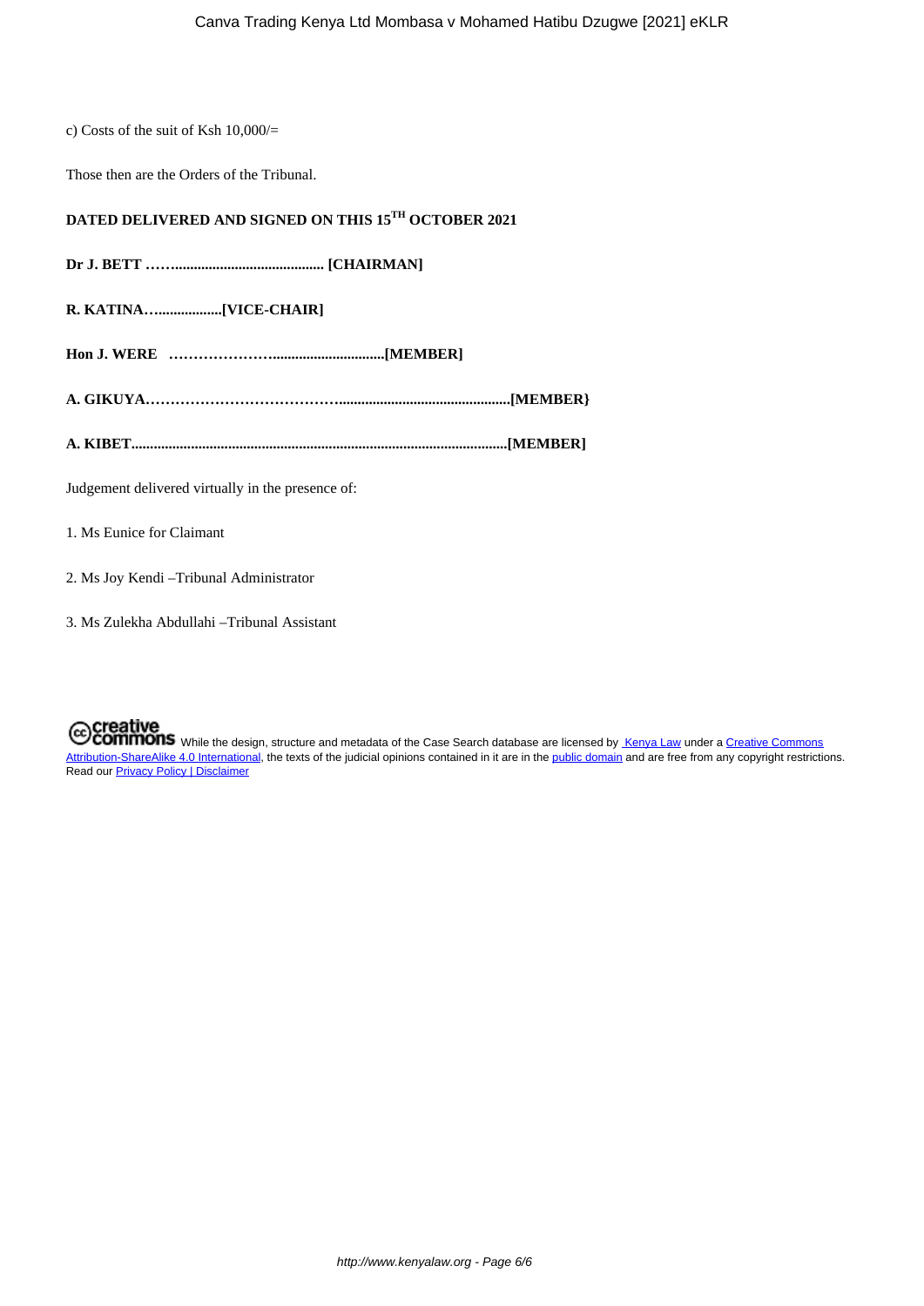c) Costs of the suit of Ksh 10,000/=

Those then are the Orders of the Tribunal.

**DATED DELIVERED AND SIGNED ON THIS 15TH OCTOBER 2021**

**Dr J. BETT ……........................................ [CHAIRMAN]**

**R. KATINA…................[VICE-CHAIR]**

**Hon J. WERE …………………...........................[MEMBER]**

**A. GIKUYA…………………………………...........................................[MEMBER}**

**A. KIBET...................................................................................................[MEMBER]**

Judgement delivered virtually in the presence of:

1. Ms Eunice for Claimant

2. Ms Joy Kendi –Tribunal Administrator

3. Ms Zulekha Abdullahi –Tribunal Assistant

While the design, structure and metadata of the Case Search database are licensed by Kenya Law under a Creative Commons Attribution-ShareAlike 4.0 International, the texts of the judicial opinions contained in it are in the public domain and are free from any copyright restrictions. Read our Privacy Policy | Disclaimer